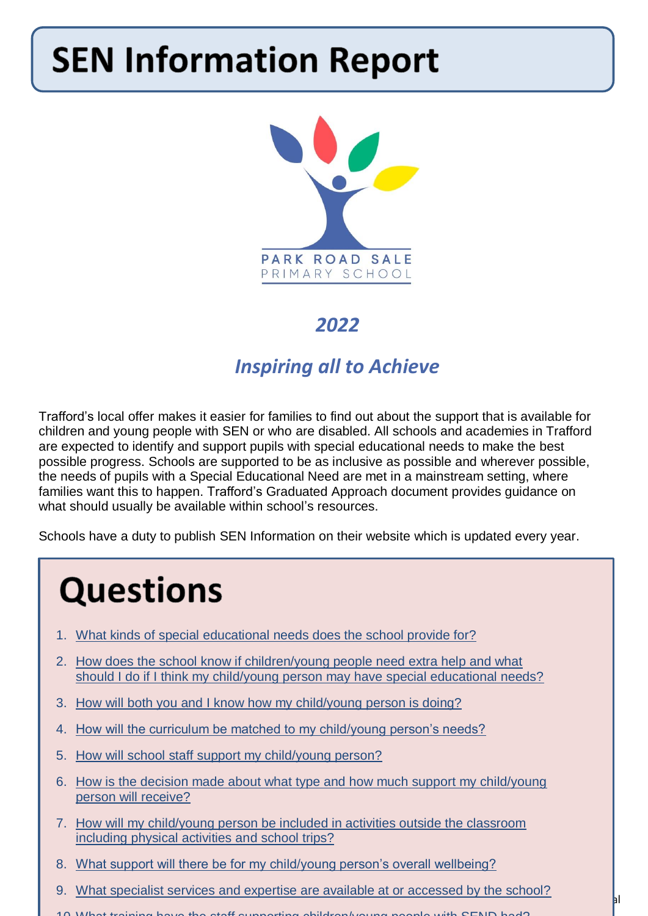# SEN Information Report

PARK ROAD SALE
PRIMARY SCHOOL

***2022***

***Inspiring all to Achieve***

Trafford's local offer makes it easier for families to find out about the support that is available for children and young people with SEN or who are disabled. All schools and academies in Trafford are expected to identify and support pupils with special educational needs to make the best possible progress. Schools are supported to be as inclusive as possible and wherever possible, the needs of pupils with a Special Educational Need are met in a mainstream setting, where families want this to happen. Trafford's Graduated Approach document provides guidance on what should usually be available within school's resources.

Schools have a duty to publish SEN Information on their website which is updated every year.

# Questions

1. What kinds of special educational needs does the school provide for?
2. How does the school know if children/young people need extra help and what should I do if I think my child/young person may have special educational needs?
3. How will both you and I know how my child/young person is doing?
4. How will the curriculum be matched to my child/young person's needs?
5. How will school staff support my child/young person?
6. How is the decision made about what type and how much support my child/young person will receive?
7. How will my child/young person be included in activities outside the classroom including physical activities and school trips?
8. What support will there be for my child/young person's overall wellbeing?
9. What specialist services and expertise are available at or accessed by the school?
10. What training have the staff supporting children/young people with SEND had?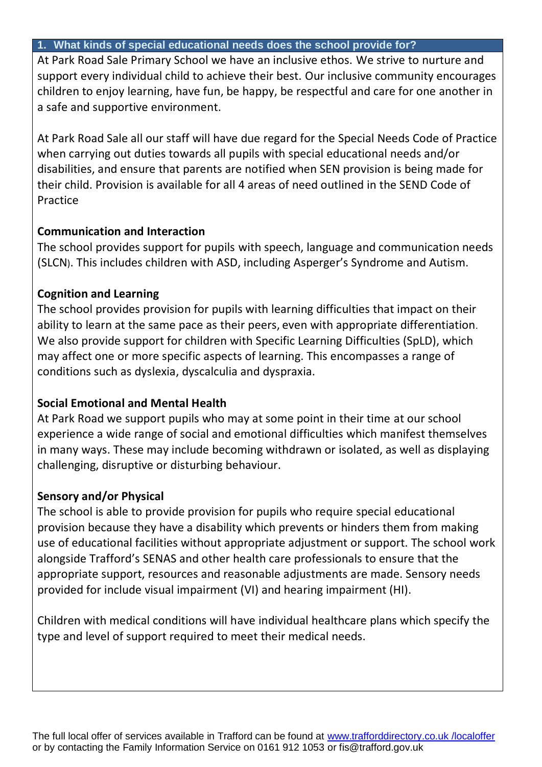## 1. What kinds of special educational needs does the school provide for?

At Park Road Sale Primary School we have an inclusive ethos. We strive to nurture and support every individual child to achieve their best. Our inclusive community encourages children to enjoy learning, have fun, be happy, be respectful and care for one another in a safe and supportive environment.

At Park Road Sale all our staff will have due regard for the Special Needs Code of Practice when carrying out duties towards all pupils with special educational needs and/or disabilities, and ensure that parents are notified when SEN provision is being made for their child. Provision is available for all 4 areas of need outlined in the SEND Code of Practice

**Communication and Interaction**

The school provides support for pupils with speech, language and communication needs (SLCN). This includes children with ASD, including Asperger's Syndrome and Autism.

**Cognition and Learning**

The school provides provision for pupils with learning difficulties that impact on their ability to learn at the same pace as their peers, even with appropriate differentiation. We also provide support for children with Specific Learning Difficulties (SpLD), which may affect one or more specific aspects of learning. This encompasses a range of conditions such as dyslexia, dyscalculia and dyspraxia.

**Social Emotional and Mental Health**

At Park Road we support pupils who may at some point in their time at our school experience a wide range of social and emotional difficulties which manifest themselves in many ways. These may include becoming withdrawn or isolated, as well as displaying challenging, disruptive or disturbing behaviour.

**Sensory and/or Physical**

The school is able to provide provision for pupils who require special educational provision because they have a disability which prevents or hinders them from making use of educational facilities without appropriate adjustment or support. The school work alongside Trafford's SENAS and other health care professionals to ensure that the appropriate support, resources and reasonable adjustments are made. Sensory needs provided for include visual impairment (VI) and hearing impairment (HI).

Children with medical conditions will have individual healthcare plans which specify the type and level of support required to meet their medical needs.

The full local offer of services available in Trafford can be found at [www.trafforddirectory.co.uk /localoffer](http://www.trafforddirectory.co.uk/localoffer) or by contacting the Family Information Service on 0161 912 1053 or fis@trafford.gov.uk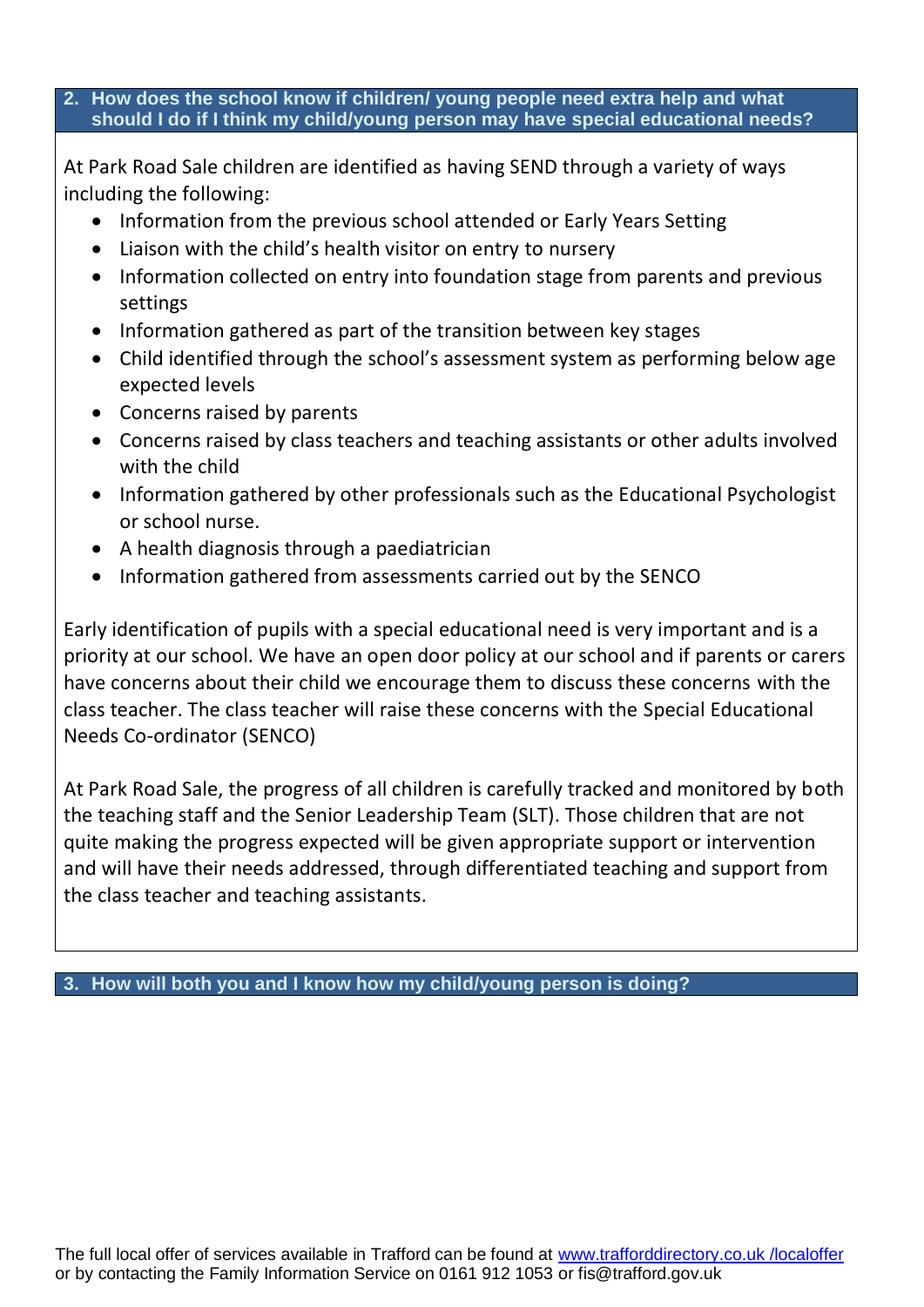## 2. How does the school know if children/ young people need extra help and what should I do if I think my child/young person may have special educational needs?

At Park Road Sale children are identified as having SEND through a variety of ways including the following:

- Information from the previous school attended or Early Years Setting
- Liaison with the child's health visitor on entry to nursery
- Information collected on entry into foundation stage from parents and previous settings
- Information gathered as part of the transition between key stages
- Child identified through the school's assessment system as performing below age expected levels
- Concerns raised by parents
- Concerns raised by class teachers and teaching assistants or other adults involved with the child
- Information gathered by other professionals such as the Educational Psychologist or school nurse.
- A health diagnosis through a paediatrician
- Information gathered from assessments carried out by the SENCO

Early identification of pupils with a special educational need is very important and is a priority at our school. We have an open door policy at our school and if parents or carers have concerns about their child we encourage them to discuss these concerns with the class teacher. The class teacher will raise these concerns with the Special Educational Needs Co-ordinator (SENCO)

At Park Road Sale, the progress of all children is carefully tracked and monitored by both the teaching staff and the Senior Leadership Team (SLT). Those children that are not quite making the progress expected will be given appropriate support or intervention and will have their needs addressed, through differentiated teaching and support from the class teacher and teaching assistants.

## 3. How will both you and I know how my child/young person is doing?

The full local offer of services available in Trafford can be found at www.trafforddirectory.co.uk /localoffer or by contacting the Family Information Service on 0161 912 1053 or fis@trafford.gov.uk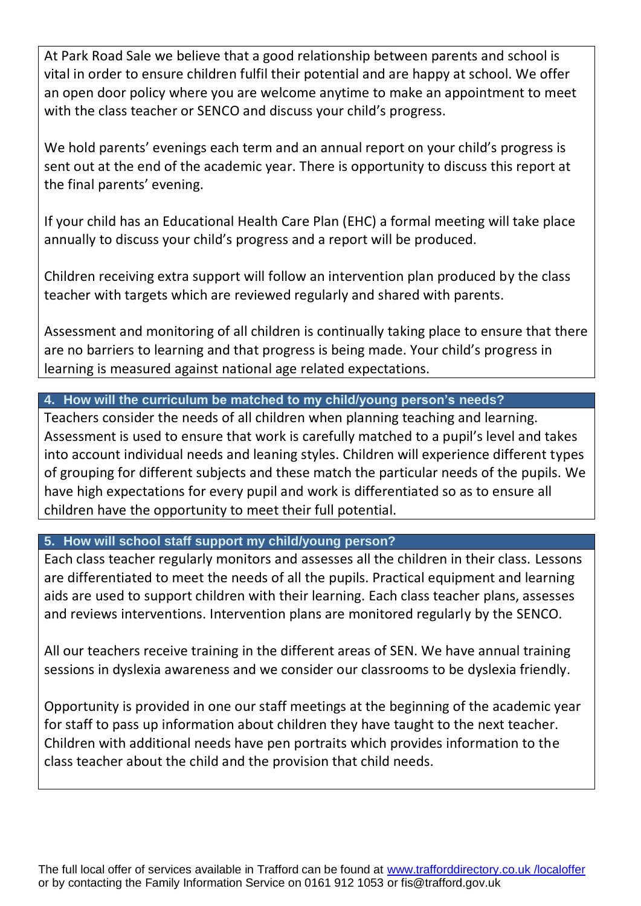At Park Road Sale we believe that a good relationship between parents and school is vital in order to ensure children fulfil their potential and are happy at school. We offer an open door policy where you are welcome anytime to make an appointment to meet with the class teacher or SENCO and discuss your child's progress.

We hold parents' evenings each term and an annual report on your child's progress is sent out at the end of the academic year. There is opportunity to discuss this report at the final parents' evening.

If your child has an Educational Health Care Plan (EHC) a formal meeting will take place annually to discuss your child's progress and a report will be produced.

Children receiving extra support will follow an intervention plan produced by the class teacher with targets which are reviewed regularly and shared with parents.

Assessment and monitoring of all children is continually taking place to ensure that there are no barriers to learning and that progress is being made. Your child's progress in learning is measured against national age related expectations.

## 4. How will the curriculum be matched to my child/young person's needs?

Teachers consider the needs of all children when planning teaching and learning. Assessment is used to ensure that work is carefully matched to a pupil's level and takes into account individual needs and leaning styles. Children will experience different types of grouping for different subjects and these match the particular needs of the pupils. We have high expectations for every pupil and work is differentiated so as to ensure all children have the opportunity to meet their full potential.

## 5. How will school staff support my child/young person?

Each class teacher regularly monitors and assesses all the children in their class. Lessons are differentiated to meet the needs of all the pupils. Practical equipment and learning aids are used to support children with their learning. Each class teacher plans, assesses and reviews interventions. Intervention plans are monitored regularly by the SENCO.

All our teachers receive training in the different areas of SEN. We have annual training sessions in dyslexia awareness and we consider our classrooms to be dyslexia friendly.

Opportunity is provided in one our staff meetings at the beginning of the academic year for staff to pass up information about children they have taught to the next teacher. Children with additional needs have pen portraits which provides information to the class teacher about the child and the provision that child needs.

The full local offer of services available in Trafford can be found at www.trafforddirectory.co.uk /localoffer or by contacting the Family Information Service on 0161 912 1053 or fis@trafford.gov.uk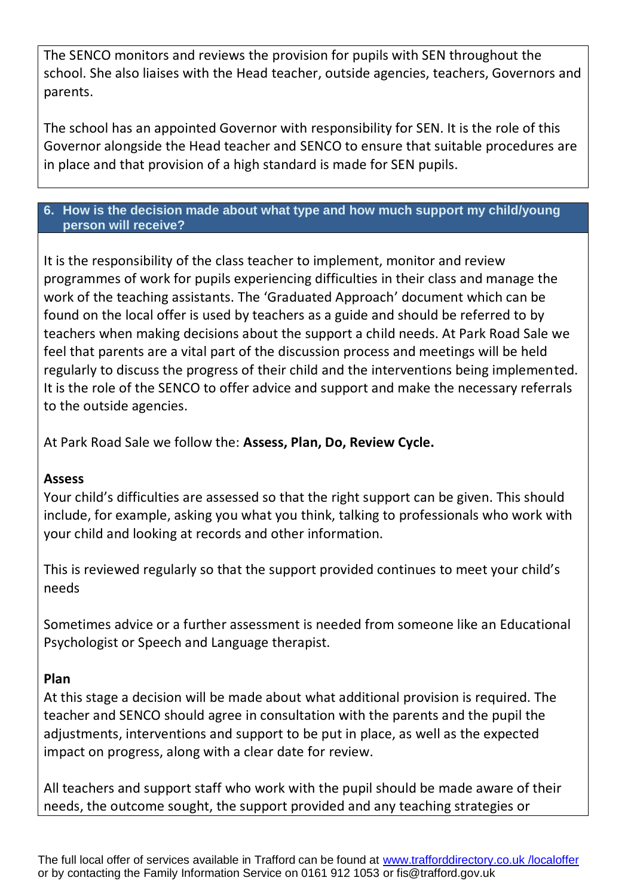The SENCO monitors and reviews the provision for pupils with SEN throughout the school. She also liaises with the Head teacher, outside agencies, teachers, Governors and parents.

The school has an appointed Governor with responsibility for SEN. It is the role of this Governor alongside the Head teacher and SENCO to ensure that suitable procedures are in place and that provision of a high standard is made for SEN pupils.

## 6. How is the decision made about what type and how much support my child/young person will receive?

It is the responsibility of the class teacher to implement, monitor and review programmes of work for pupils experiencing difficulties in their class and manage the work of the teaching assistants. The 'Graduated Approach' document which can be found on the local offer is used by teachers as a guide and should be referred to by teachers when making decisions about the support a child needs. At Park Road Sale we feel that parents are a vital part of the discussion process and meetings will be held regularly to discuss the progress of their child and the interventions being implemented. It is the role of the SENCO to offer advice and support and make the necessary referrals to the outside agencies.

At Park Road Sale we follow the: **Assess, Plan, Do, Review Cycle.**

**Assess**
Your child's difficulties are assessed so that the right support can be given. This should include, for example, asking you what you think, talking to professionals who work with your child and looking at records and other information.

This is reviewed regularly so that the support provided continues to meet your child's needs

Sometimes advice or a further assessment is needed from someone like an Educational Psychologist or Speech and Language therapist.

**Plan**
At this stage a decision will be made about what additional provision is required. The teacher and SENCO should agree in consultation with the parents and the pupil the adjustments, interventions and support to be put in place, as well as the expected impact on progress, along with a clear date for review.

All teachers and support staff who work with the pupil should be made aware of their needs, the outcome sought, the support provided and any teaching strategies or

The full local offer of services available in Trafford can be found at www.trafforddirectory.co.uk /localoffer or by contacting the Family Information Service on 0161 912 1053 or fis@trafford.gov.uk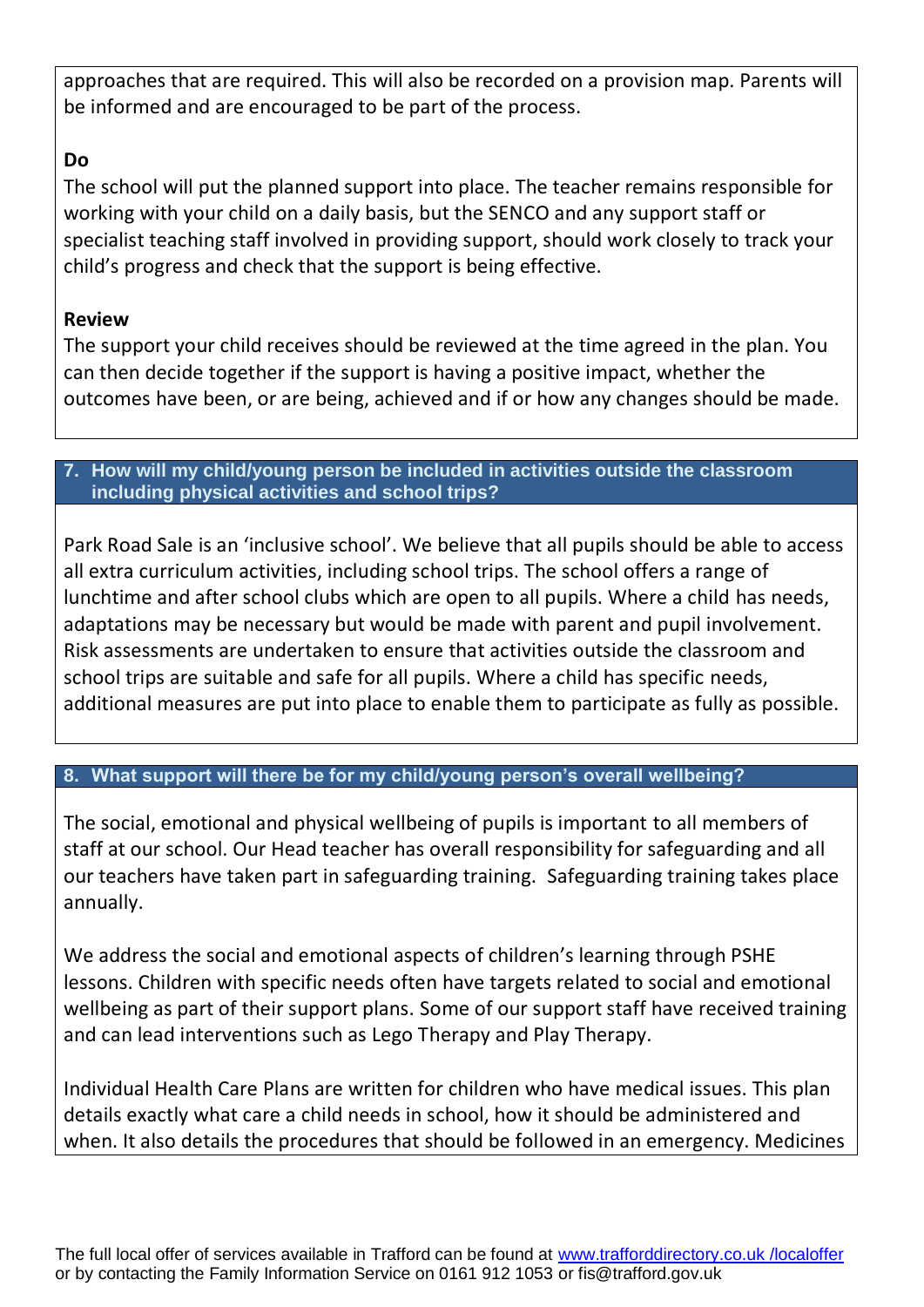approaches that are required. This will also be recorded on a provision map. Parents will be informed and are encouraged to be part of the process.

**Do**

The school will put the planned support into place. The teacher remains responsible for working with your child on a daily basis, but the SENCO and any support staff or specialist teaching staff involved in providing support, should work closely to track your child's progress and check that the support is being effective.

**Review**

The support your child receives should be reviewed at the time agreed in the plan. You can then decide together if the support is having a positive impact, whether the outcomes have been, or are being, achieved and if or how any changes should be made.

## 7. How will my child/young person be included in activities outside the classroom including physical activities and school trips?

Park Road Sale is an 'inclusive school'. We believe that all pupils should be able to access all extra curriculum activities, including school trips. The school offers a range of lunchtime and after school clubs which are open to all pupils. Where a child has needs, adaptations may be necessary but would be made with parent and pupil involvement. Risk assessments are undertaken to ensure that activities outside the classroom and school trips are suitable and safe for all pupils. Where a child has specific needs, additional measures are put into place to enable them to participate as fully as possible.

## 8. What support will there be for my child/young person's overall wellbeing?

The social, emotional and physical wellbeing of pupils is important to all members of staff at our school. Our Head teacher has overall responsibility for safeguarding and all our teachers have taken part in safeguarding training. Safeguarding training takes place annually.

We address the social and emotional aspects of children's learning through PSHE lessons. Children with specific needs often have targets related to social and emotional wellbeing as part of their support plans. Some of our support staff have received training and can lead interventions such as Lego Therapy and Play Therapy.

Individual Health Care Plans are written for children who have medical issues. This plan details exactly what care a child needs in school, how it should be administered and when. It also details the procedures that should be followed in an emergency. Medicines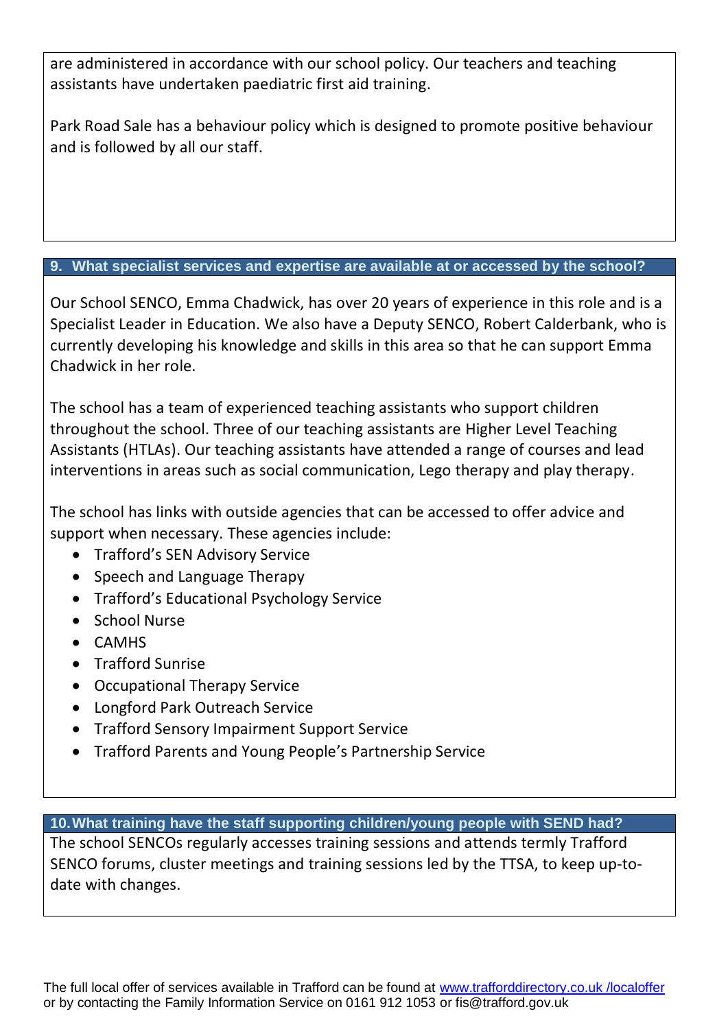are administered in accordance with our school policy. Our teachers and teaching assistants have undertaken paediatric first aid training.

Park Road Sale has a behaviour policy which is designed to promote positive behaviour and is followed by all our staff.

## 9. What specialist services and expertise are available at or accessed by the school?

Our School SENCO, Emma Chadwick, has over 20 years of experience in this role and is a Specialist Leader in Education. We also have a Deputy SENCO, Robert Calderbank, who is currently developing his knowledge and skills in this area so that he can support Emma Chadwick in her role.

The school has a team of experienced teaching assistants who support children throughout the school. Three of our teaching assistants are Higher Level Teaching Assistants (HTLAs). Our teaching assistants have attended a range of courses and lead interventions in areas such as social communication, Lego therapy and play therapy.

The school has links with outside agencies that can be accessed to offer advice and support when necessary. These agencies include:

- Trafford's SEN Advisory Service
- Speech and Language Therapy
- Trafford's Educational Psychology Service
- School Nurse
- CAMHS
- Trafford Sunrise
- Occupational Therapy Service
- Longford Park Outreach Service
- Trafford Sensory Impairment Support Service
- Trafford Parents and Young People's Partnership Service

## 10. What training have the staff supporting children/young people with SEND had?

The school SENCOs regularly accesses training sessions and attends termly Trafford SENCO forums, cluster meetings and training sessions led by the TTSA, to keep up-to-date with changes.

The full local offer of services available in Trafford can be found at [www.trafforddirectory.co.uk /localoffer](www.trafforddirectory.co.uk/localoffer) or by contacting the Family Information Service on 0161 912 1053 or fis@trafford.gov.uk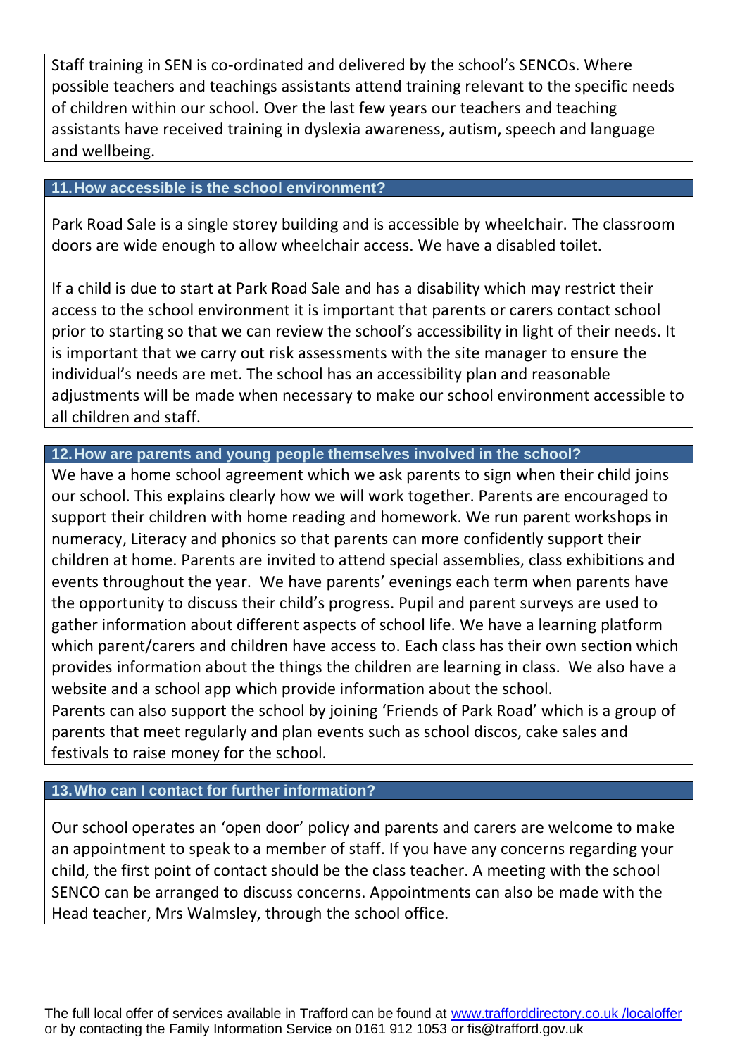Staff training in SEN is co-ordinated and delivered by the school's SENCOs. Where possible teachers and teachings assistants attend training relevant to the specific needs of children within our school. Over the last few years our teachers and teaching assistants have received training in dyslexia awareness, autism, speech and language and wellbeing.

## 11. How accessible is the school environment?

Park Road Sale is a single storey building and is accessible by wheelchair. The classroom doors are wide enough to allow wheelchair access. We have a disabled toilet.

If a child is due to start at Park Road Sale and has a disability which may restrict their access to the school environment it is important that parents or carers contact school prior to starting so that we can review the school's accessibility in light of their needs. It is important that we carry out risk assessments with the site manager to ensure the individual's needs are met. The school has an accessibility plan and reasonable adjustments will be made when necessary to make our school environment accessible to all children and staff.

## 12. How are parents and young people themselves involved in the school?

We have a home school agreement which we ask parents to sign when their child joins our school. This explains clearly how we will work together. Parents are encouraged to support their children with home reading and homework. We run parent workshops in numeracy, Literacy and phonics so that parents can more confidently support their children at home. Parents are invited to attend special assemblies, class exhibitions and events throughout the year. We have parents' evenings each term when parents have the opportunity to discuss their child's progress. Pupil and parent surveys are used to gather information about different aspects of school life. We have a learning platform which parent/carers and children have access to. Each class has their own section which provides information about the things the children are learning in class. We also have a website and a school app which provide information about the school.
Parents can also support the school by joining 'Friends of Park Road' which is a group of parents that meet regularly and plan events such as school discos, cake sales and festivals to raise money for the school.

## 13. Who can I contact for further information?

Our school operates an 'open door' policy and parents and carers are welcome to make an appointment to speak to a member of staff. If you have any concerns regarding your child, the first point of contact should be the class teacher. A meeting with the school SENCO can be arranged to discuss concerns. Appointments can also be made with the Head teacher, Mrs Walmsley, through the school office.

The full local offer of services available in Trafford can be found at www.trafforddirectory.co.uk /localoffer or by contacting the Family Information Service on 0161 912 1053 or fis@trafford.gov.uk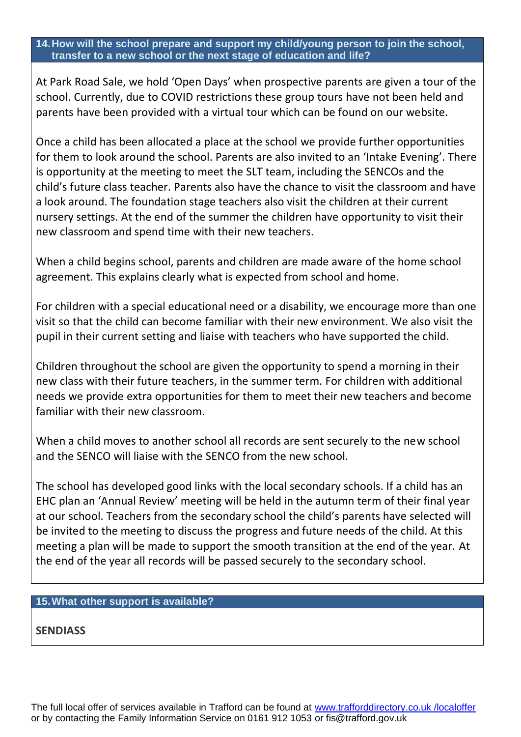## 14. How will the school prepare and support my child/young person to join the school, transfer to a new school or the next stage of education and life?

At Park Road Sale, we hold 'Open Days' when prospective parents are given a tour of the school. Currently, due to COVID restrictions these group tours have not been held and parents have been provided with a virtual tour which can be found on our website.

Once a child has been allocated a place at the school we provide further opportunities for them to look around the school. Parents are also invited to an 'Intake Evening'. There is opportunity at the meeting to meet the SLT team, including the SENCOs and the child's future class teacher. Parents also have the chance to visit the classroom and have a look around. The foundation stage teachers also visit the children at their current nursery settings. At the end of the summer the children have opportunity to visit their new classroom and spend time with their new teachers.

When a child begins school, parents and children are made aware of the home school agreement. This explains clearly what is expected from school and home.

For children with a special educational need or a disability, we encourage more than one visit so that the child can become familiar with their new environment. We also visit the pupil in their current setting and liaise with teachers who have supported the child.

Children throughout the school are given the opportunity to spend a morning in their new class with their future teachers, in the summer term. For children with additional needs we provide extra opportunities for them to meet their new teachers and become familiar with their new classroom.

When a child moves to another school all records are sent securely to the new school and the SENCO will liaise with the SENCO from the new school.

The school has developed good links with the local secondary schools. If a child has an EHC plan an 'Annual Review' meeting will be held in the autumn term of their final year at our school. Teachers from the secondary school the child's parents have selected will be invited to the meeting to discuss the progress and future needs of the child. At this meeting a plan will be made to support the smooth transition at the end of the year. At the end of the year all records will be passed securely to the secondary school.

## 15. What other support is available?

**SENDIASS**

The full local offer of services available in Trafford can be found at [www.trafforddirectory.co.uk /localoffer](www.trafforddirectory.co.uk/localoffer) or by contacting the Family Information Service on 0161 912 1053 or fis@trafford.gov.uk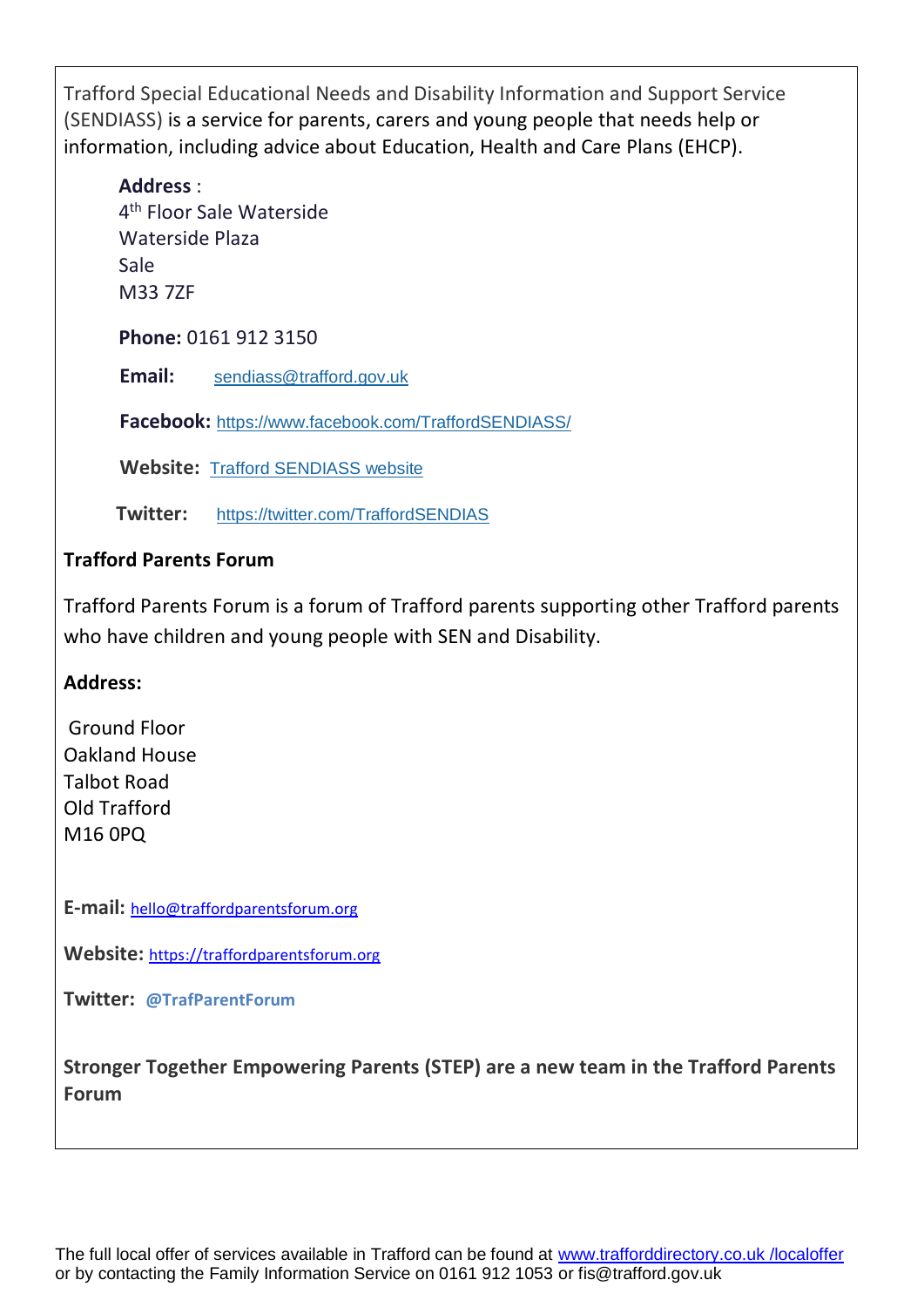Trafford Special Educational Needs and Disability Information and Support Service (SENDIASS) is a service for parents, carers and young people that needs help or information, including advice about Education, Health and Care Plans (EHCP).

**Address** :
4th Floor Sale Waterside
Waterside Plaza
Sale
M33 7ZF

**Phone:** 0161 912 3150

**Email:** sendiass@trafford.gov.uk

**Facebook:** https://www.facebook.com/TraffordSENDIASS/

**Website:** Trafford SENDIASS website

**Twitter:** https://twitter.com/TraffordSENDIAS

**Trafford Parents Forum**

Trafford Parents Forum is a forum of Trafford parents supporting other Trafford parents who have children and young people with SEN and Disability.

**Address:**

Ground Floor
Oakland House
Talbot Road
Old Trafford
M16 0PQ

**E-mail:** hello@traffordparentsforum.org

**Website:** https://traffordparentsforum.org

**Twitter:** **@TrafParentForum**

**Stronger Together Empowering Parents (STEP) are a new team in the Trafford Parents Forum**

The full local offer of services available in Trafford can be found at www.trafforddirectory.co.uk /localoffer or by contacting the Family Information Service on 0161 912 1053 or fis@trafford.gov.uk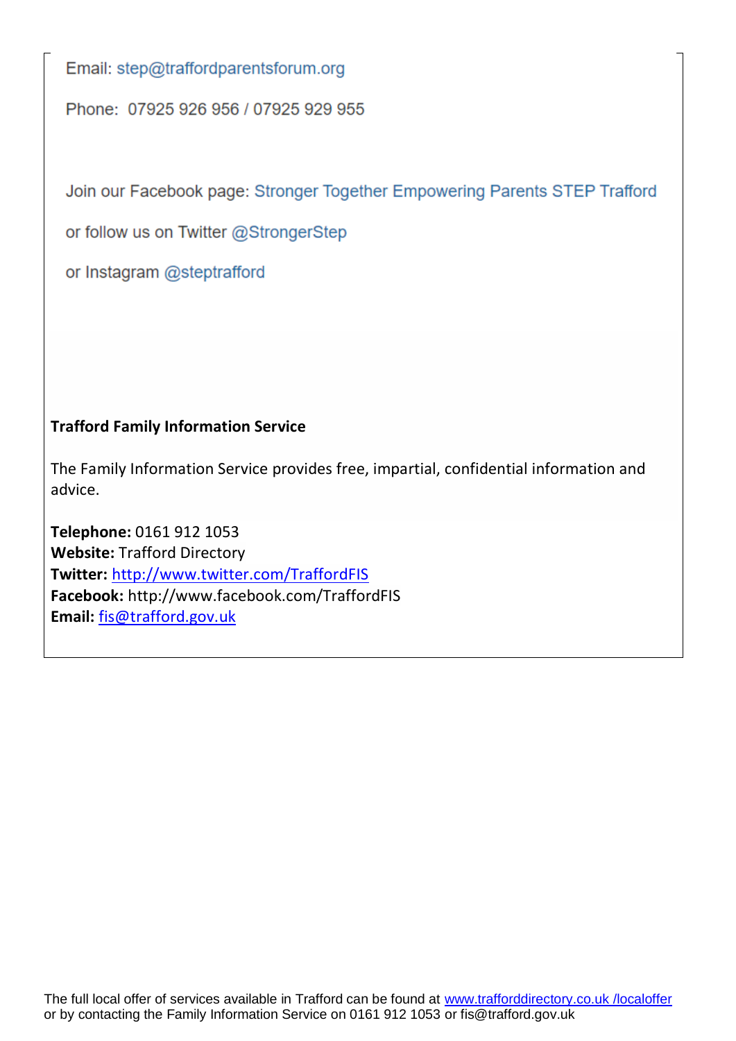Email: step@traffordparentsforum.org

Phone: 07925 926 956 / 07925 929 955

Join our Facebook page: Stronger Together Empowering Parents STEP Trafford

or follow us on Twitter @StrongerStep

or Instagram @steptrafford

**Trafford Family Information Service**

The Family Information Service provides free, impartial, confidential information and advice.

**Telephone:** 0161 912 1053
**Website:** Trafford Directory
**Twitter:** http://www.twitter.com/TraffordFIS
**Facebook:** http://www.facebook.com/TraffordFIS
**Email:** fis@trafford.gov.uk

The full local offer of services available in Trafford can be found at www.trafforddirectory.co.uk /localoffer or by contacting the Family Information Service on 0161 912 1053 or fis@trafford.gov.uk